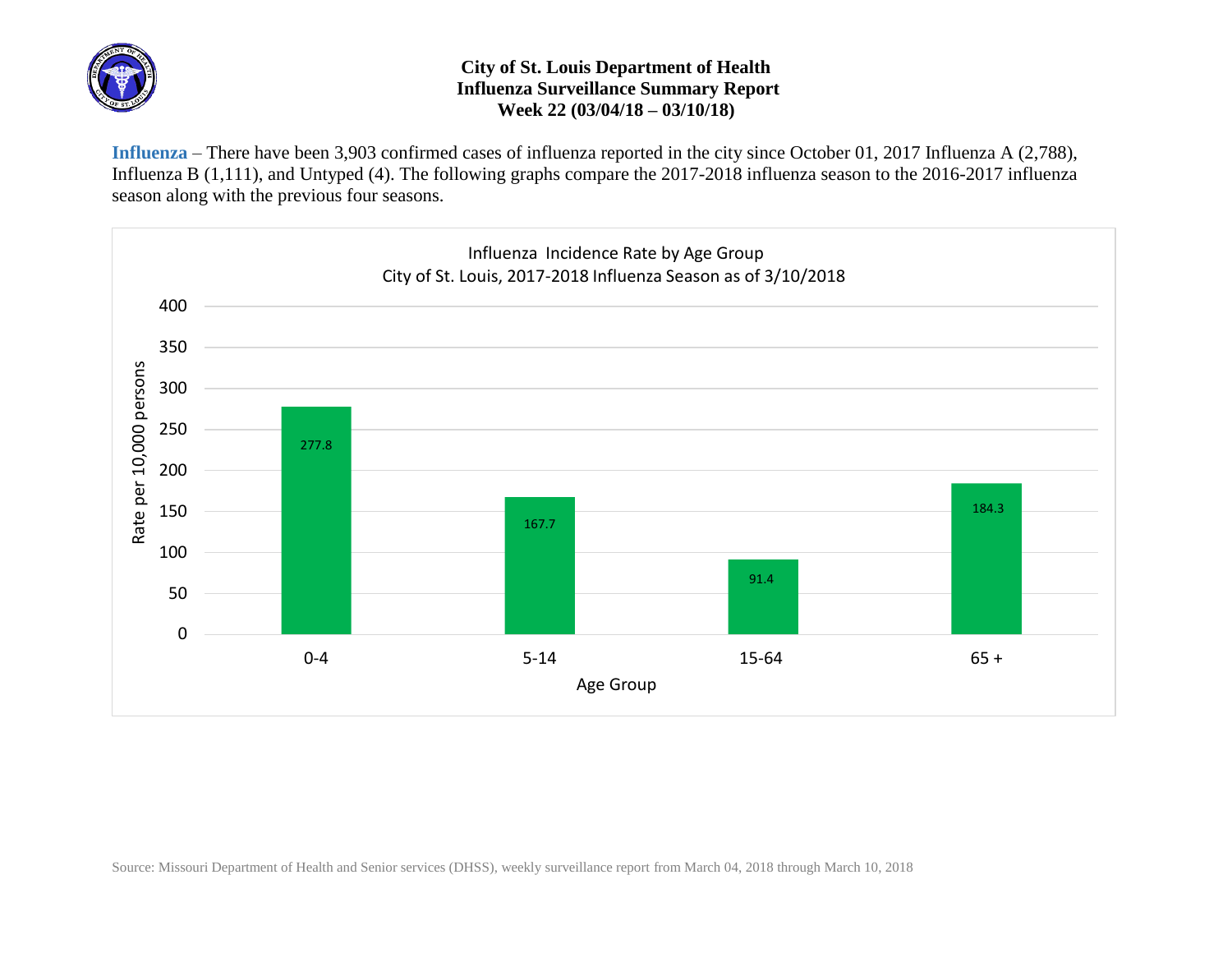# City of St. Louis Department of Health
## Influenza Surveillance Summary Report
### Week 22 (03/04/18 – 03/10/18)

**Influenza** – There have been 3,903 confirmed cases of influenza reported in the city since October 01, 2017 Influenza A (2,788), Influenza B (1,111), and Untyped (4). The following graphs compare the 2017-2018 influenza season to the 2016-2017 influenza season along with the previous four seasons.

Influenza Incidence Rate by Age Group
City of St. Louis, 2017-2018 Influenza Season as of 3/10/2018

| Age Group | Rate per 10,000 persons |
| --- | --- |
| 0-4 | 277.8 |
| 5-14 | 167.7 |
| 15-64 | 91.4 |
| 65 + | 184.3 |

Source: Missouri Department of Health and Senior services (DHSS), weekly surveillance report from March 04, 2018 through March 10, 2018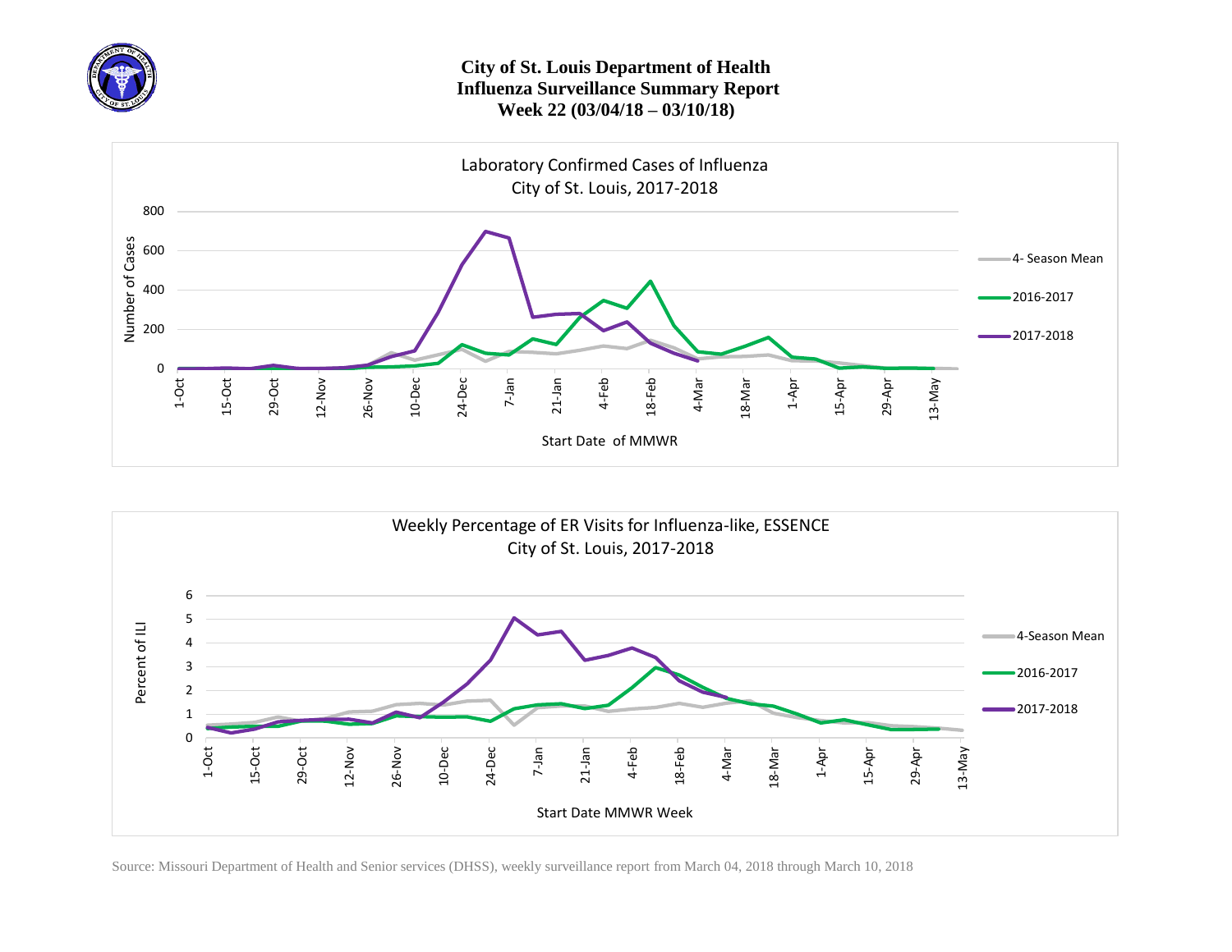**City of St. Louis Department of Health**
**Influenza Surveillance Summary Report**
**Week 22 (03/04/18 – 03/10/18)**

Laboratory Confirmed Cases of Influenza
City of St. Louis, 2017-2018

Number of Cases

800
600
400
200
0

1-Oct
15-Oct
29-Oct
12-Nov
26-Nov
10-Dec
24-Dec
7-Jan
21-Jan
4-Feb
18-Feb
4-Mar
18-Mar
1-Apr
15-Apr
29-Apr
13-May

Start Date of MMWR

4- Season Mean
2016-2017
2017-2018

Weekly Percentage of ER Visits for Influenza-like, ESSENCE
City of St. Louis, 2017-2018

Percent of ILI

6
5
4
3
2
1
0

1-Oct
15-Oct
29-Oct
12-Nov
26-Nov
10-Dec
24-Dec
7-Jan
21-Jan
4-Feb
18-Feb
4-Mar
18-Mar
1-Apr
15-Apr
29-Apr
13-May

Start Date MMWR Week

4-Season Mean
2016-2017
2017-2018

Source: Missouri Department of Health and Senior services (DHSS), weekly surveillance report from March 04, 2018 through March 10, 2018